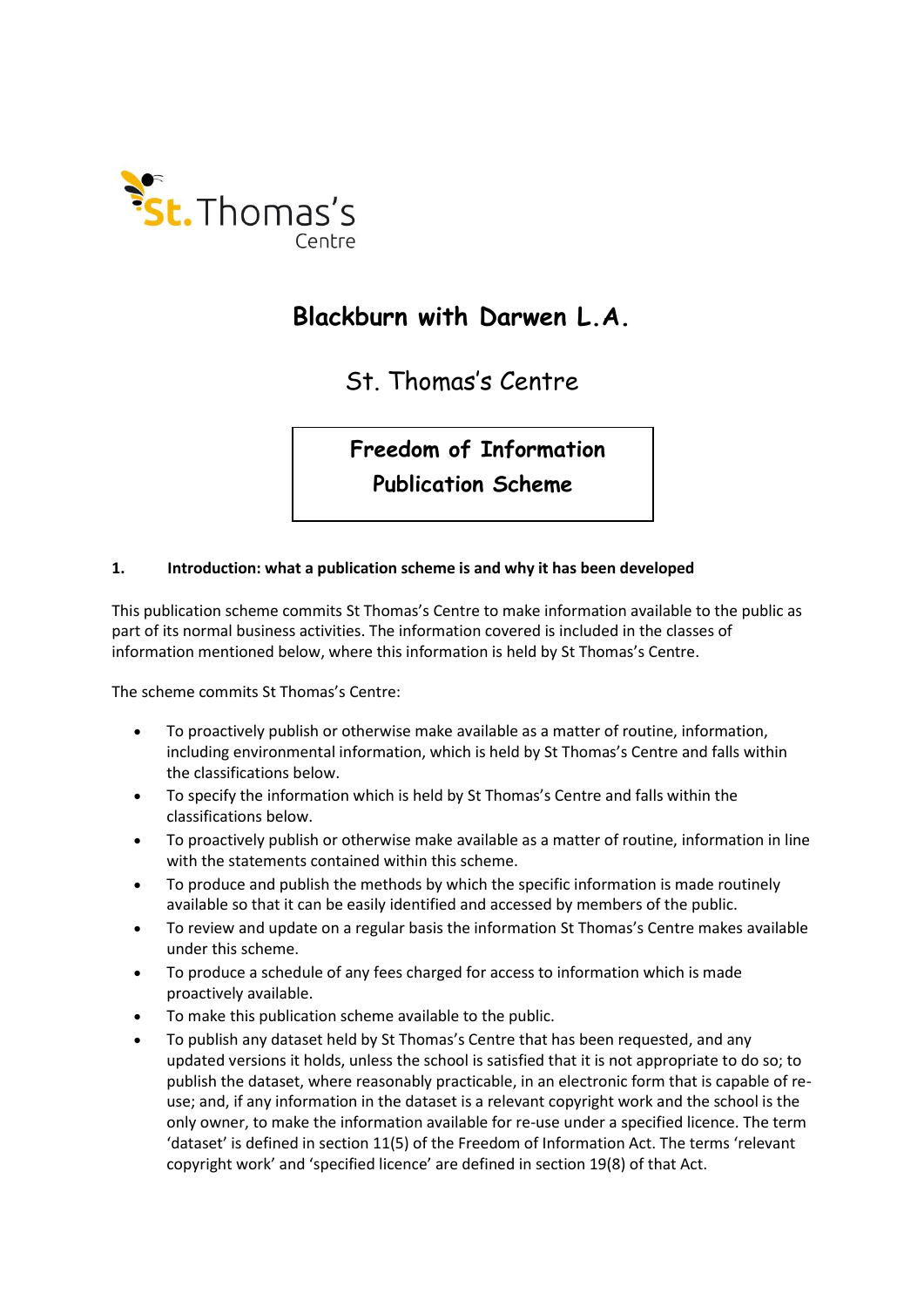St. Thomas's Centre

# Blackburn with Darwen L.A.

## St. Thomas's Centre

## Freedom of Information Publication Scheme

### 1. Introduction: what a publication scheme is and why it has been developed

This publication scheme commits St Thomas's Centre to make information available to the public as part of its normal business activities. The information covered is included in the classes of information mentioned below, where this information is held by St Thomas's Centre.

The scheme commits St Thomas's Centre:

- To proactively publish or otherwise make available as a matter of routine, information, including environmental information, which is held by St Thomas's Centre and falls within the classifications below.
- To specify the information which is held by St Thomas's Centre and falls within the classifications below.
- To proactively publish or otherwise make available as a matter of routine, information in line with the statements contained within this scheme.
- To produce and publish the methods by which the specific information is made routinely available so that it can be easily identified and accessed by members of the public.
- To review and update on a regular basis the information St Thomas's Centre makes available under this scheme.
- To produce a schedule of any fees charged for access to information which is made proactively available.
- To make this publication scheme available to the public.
- To publish any dataset held by St Thomas's Centre that has been requested, and any updated versions it holds, unless the school is satisfied that it is not appropriate to do so; to publish the dataset, where reasonably practicable, in an electronic form that is capable of re-use; and, if any information in the dataset is a relevant copyright work and the school is the only owner, to make the information available for re-use under a specified licence. The term 'dataset' is defined in section 11(5) of the Freedom of Information Act. The terms 'relevant copyright work' and 'specified licence' are defined in section 19(8) of that Act.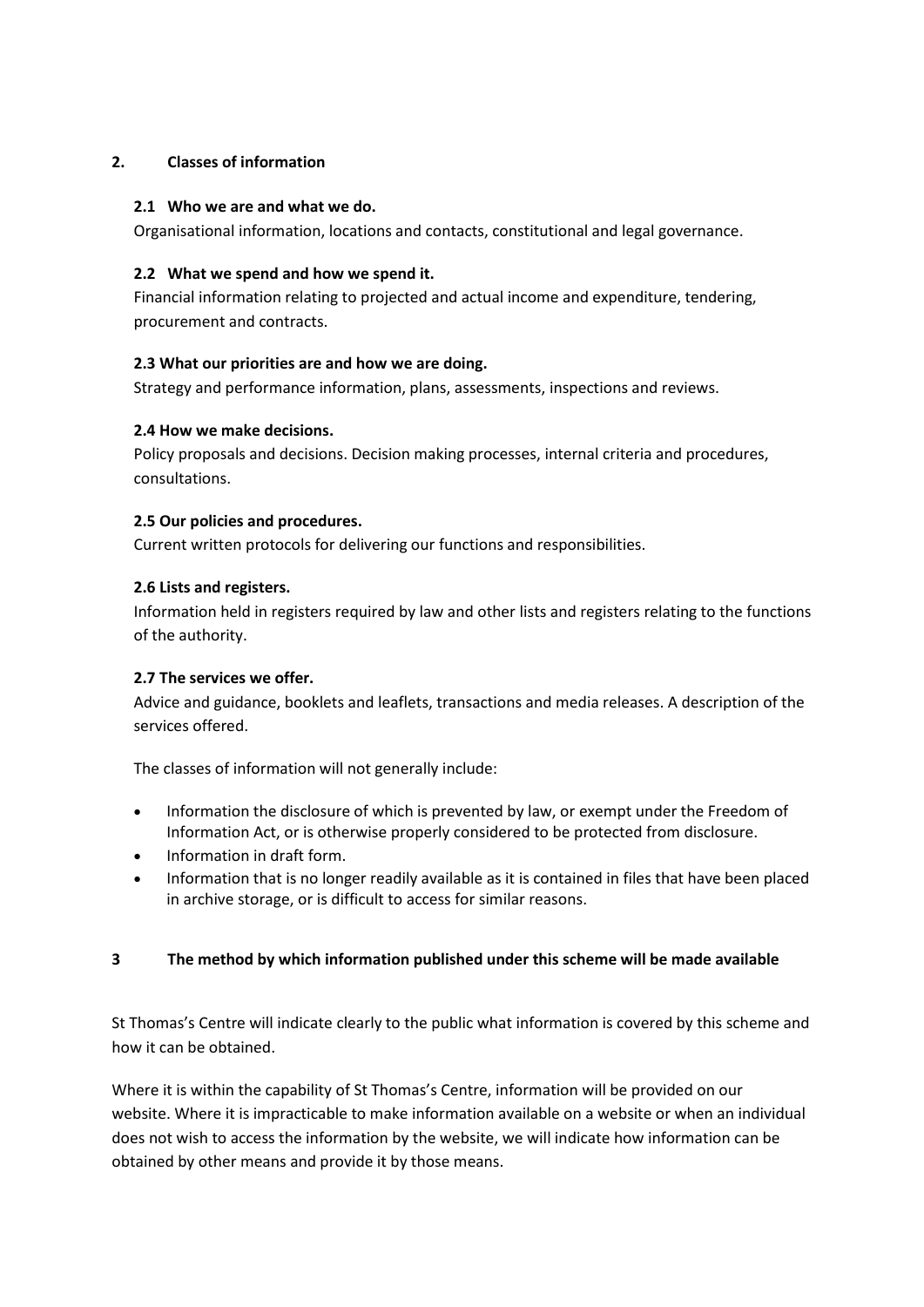## 2. Classes of information

### 2.1 Who we are and what we do.

Organisational information, locations and contacts, constitutional and legal governance.

### 2.2 What we spend and how we spend it.

Financial information relating to projected and actual income and expenditure, tendering, procurement and contracts.

### 2.3 What our priorities are and how we are doing.

Strategy and performance information, plans, assessments, inspections and reviews.

### 2.4 How we make decisions.

Policy proposals and decisions. Decision making processes, internal criteria and procedures, consultations.

### 2.5 Our policies and procedures.

Current written protocols for delivering our functions and responsibilities.

### 2.6 Lists and registers.

Information held in registers required by law and other lists and registers relating to the functions of the authority.

### 2.7 The services we offer.

Advice and guidance, booklets and leaflets, transactions and media releases. A description of the services offered.

The classes of information will not generally include:

- Information the disclosure of which is prevented by law, or exempt under the Freedom of Information Act, or is otherwise properly considered to be protected from disclosure.
- Information in draft form.
- Information that is no longer readily available as it is contained in files that have been placed in archive storage, or is difficult to access for similar reasons.

## 3 The method by which information published under this scheme will be made available

St Thomas's Centre will indicate clearly to the public what information is covered by this scheme and how it can be obtained.

Where it is within the capability of St Thomas's Centre, information will be provided on our website. Where it is impracticable to make information available on a website or when an individual does not wish to access the information by the website, we will indicate how information can be obtained by other means and provide it by those means.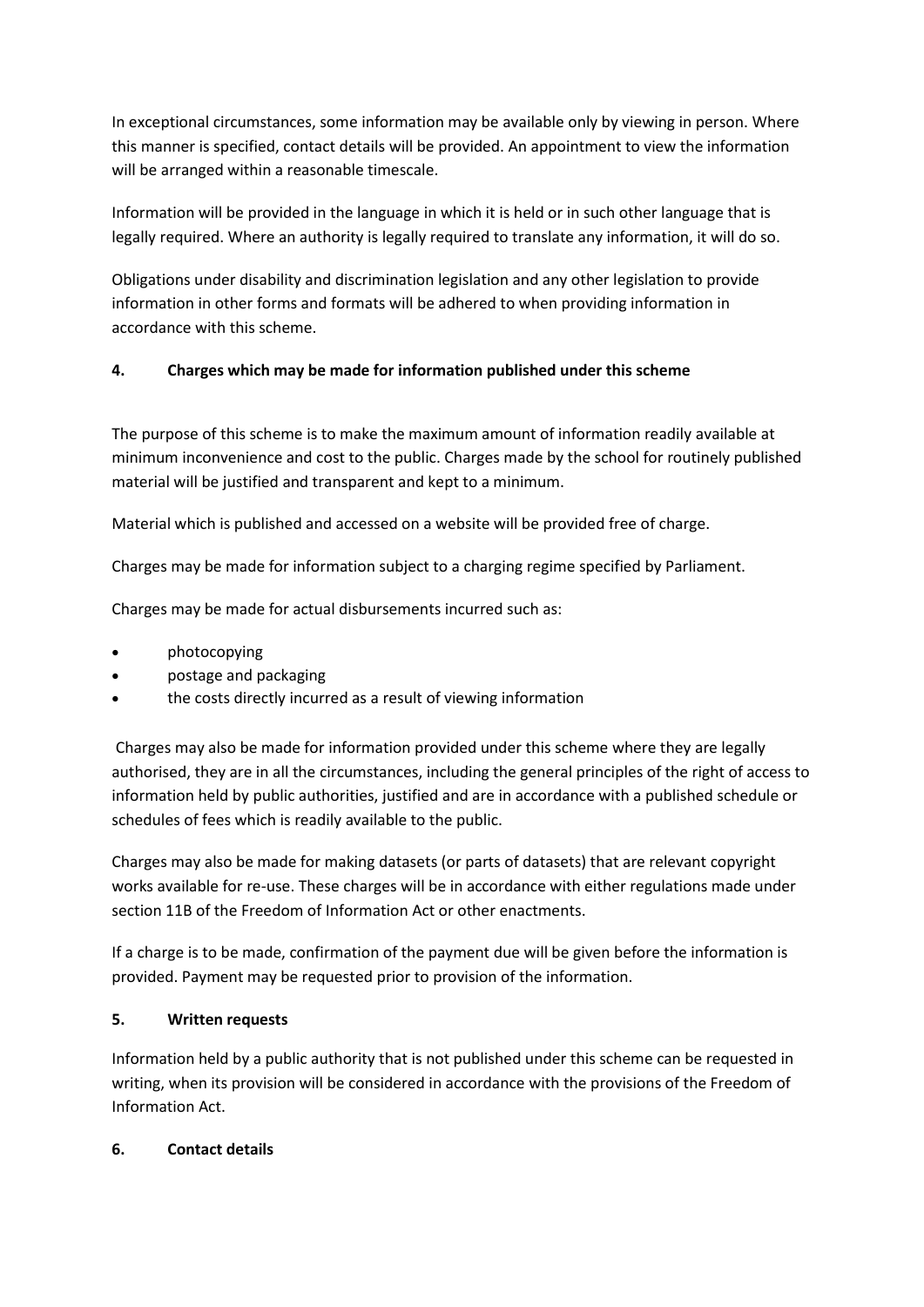In exceptional circumstances, some information may be available only by viewing in person. Where this manner is specified, contact details will be provided. An appointment to view the information will be arranged within a reasonable timescale.

Information will be provided in the language in which it is held or in such other language that is legally required. Where an authority is legally required to translate any information, it will do so.

Obligations under disability and discrimination legislation and any other legislation to provide information in other forms and formats will be adhered to when providing information in accordance with this scheme.

## 4. Charges which may be made for information published under this scheme

The purpose of this scheme is to make the maximum amount of information readily available at minimum inconvenience and cost to the public. Charges made by the school for routinely published material will be justified and transparent and kept to a minimum.

Material which is published and accessed on a website will be provided free of charge.

Charges may be made for information subject to a charging regime specified by Parliament.

Charges may be made for actual disbursements incurred such as:

- photocopying
- postage and packaging
- the costs directly incurred as a result of viewing information

Charges may also be made for information provided under this scheme where they are legally authorised, they are in all the circumstances, including the general principles of the right of access to information held by public authorities, justified and are in accordance with a published schedule or schedules of fees which is readily available to the public.

Charges may also be made for making datasets (or parts of datasets) that are relevant copyright works available for re-use. These charges will be in accordance with either regulations made under section 11B of the Freedom of Information Act or other enactments.

If a charge is to be made, confirmation of the payment due will be given before the information is provided. Payment may be requested prior to provision of the information.

## 5. Written requests

Information held by a public authority that is not published under this scheme can be requested in writing, when its provision will be considered in accordance with the provisions of the Freedom of Information Act.

## 6. Contact details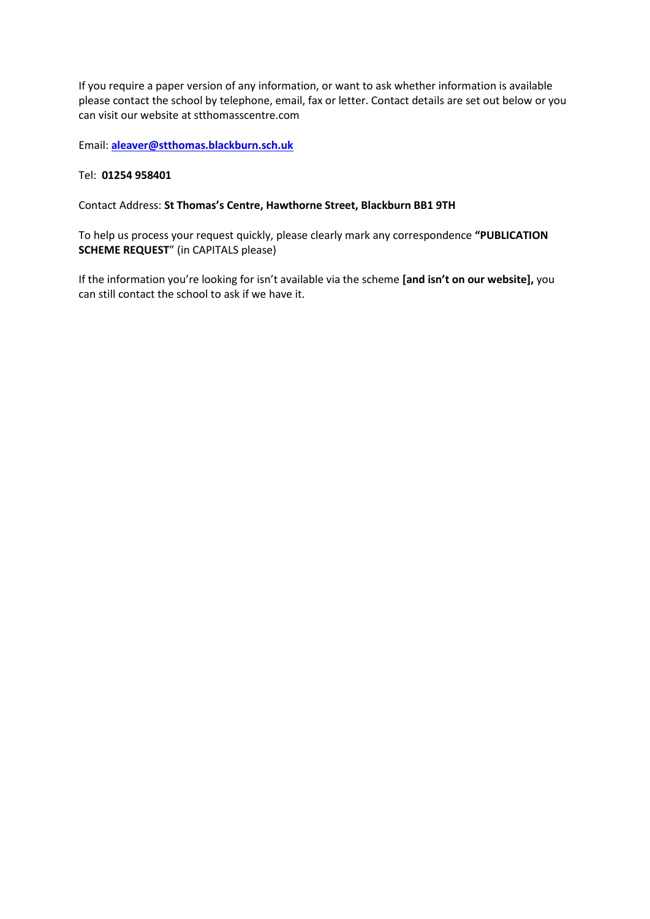If you require a paper version of any information, or want to ask whether information is available please contact the school by telephone, email, fax or letter. Contact details are set out below or you can visit our website at stthomasscentre.com

Email: **aleaver@stthomas.blackburn.sch.uk**

Tel: **01254 958401**

Contact Address: **St Thomas's Centre, Hawthorne Street, Blackburn BB1 9TH**

To help us process your request quickly, please clearly mark any correspondence **"PUBLICATION SCHEME REQUEST"** (in CAPITALS please)

If the information you're looking for isn't available via the scheme **[and isn't on our website],** you can still contact the school to ask if we have it.